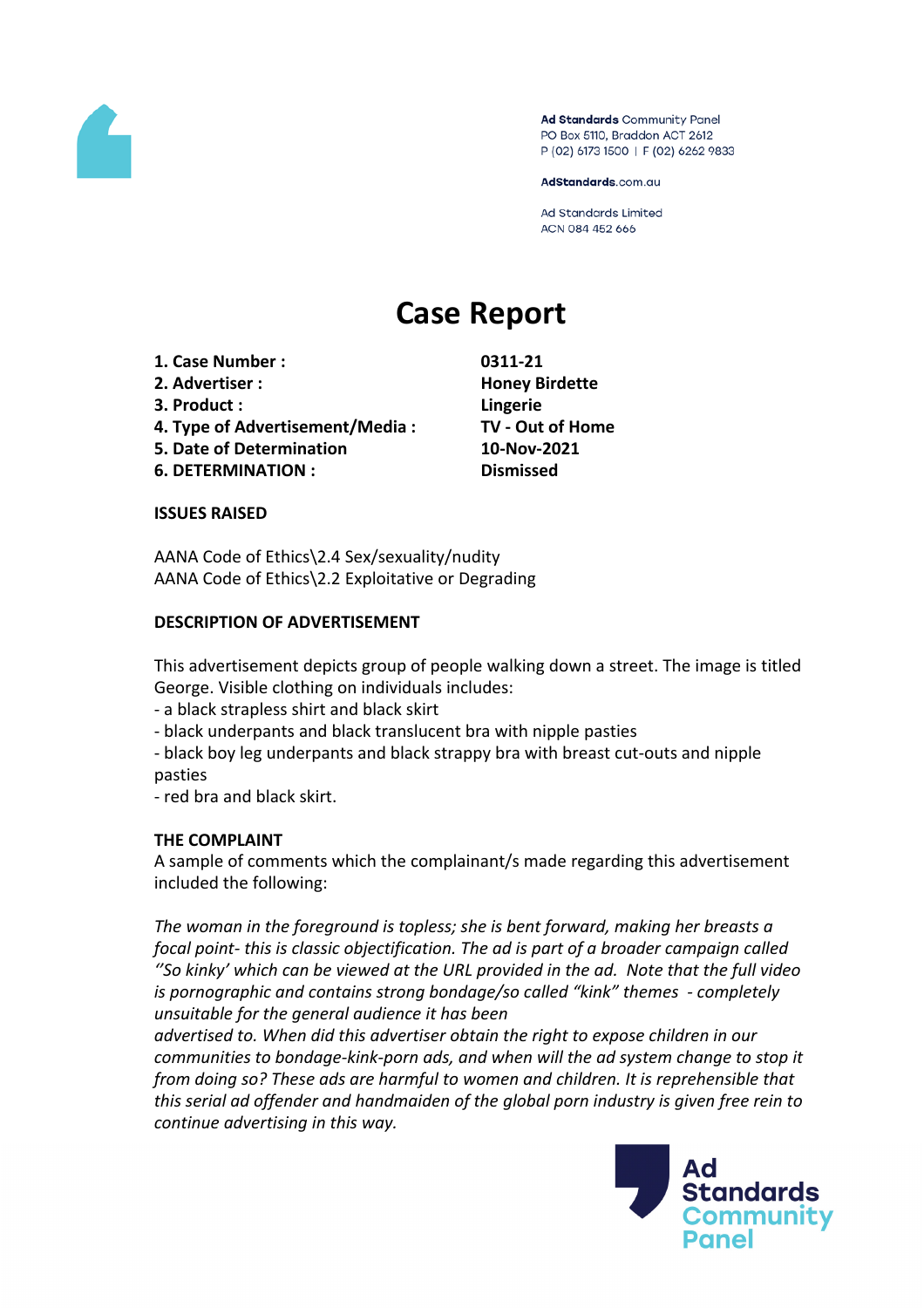Ad Standards Community Panel
PO Box 5110, Braddon ACT 2612
P (02) 6173 1500 | F (02) 6262 9833

AdStandards.com.au

Ad Standards Limited
ACN 084 452 666

# Case Report

| | |
|---|---|
| **1. Case Number :** | **0311-21** |
| **2. Advertiser :** | **Honey Birdette** |
| **3. Product :** | **Lingerie** |
| **4. Type of Advertisement/Media :** | **TV - Out of Home** |
| **5. Date of Determination** | **10-Nov-2021** |
| **6. DETERMINATION :** | **Dismissed** |

**ISSUES RAISED**

AANA Code of Ethics\2.4 Sex/sexuality/nudity
AANA Code of Ethics\2.2 Exploitative or Degrading

**DESCRIPTION OF ADVERTISEMENT**

This advertisement depicts group of people walking down a street. The image is titled George. Visible clothing on individuals includes:
- a black strapless shirt and black skirt
- black underpants and black translucent bra with nipple pasties
- black boy leg underpants and black strappy bra with breast cut-outs and nipple pasties
- red bra and black skirt.

**THE COMPLAINT**

A sample of comments which the complainant/s made regarding this advertisement included the following:

*The woman in the foreground is topless; she is bent forward, making her breasts a focal point- this is classic objectification. The ad is part of a broader campaign called ''So kinky' which can be viewed at the URL provided in the ad. Note that the full video is pornographic and contains strong bondage/so called "kink" themes - completely unsuitable for the general audience it has been advertised to. When did this advertiser obtain the right to expose children in our communities to bondage-kink-porn ads, and when will the ad system change to stop it from doing so? These ads are harmful to women and children. It is reprehensible that this serial ad offender and handmaiden of the global porn industry is given free rein to continue advertising in this way.*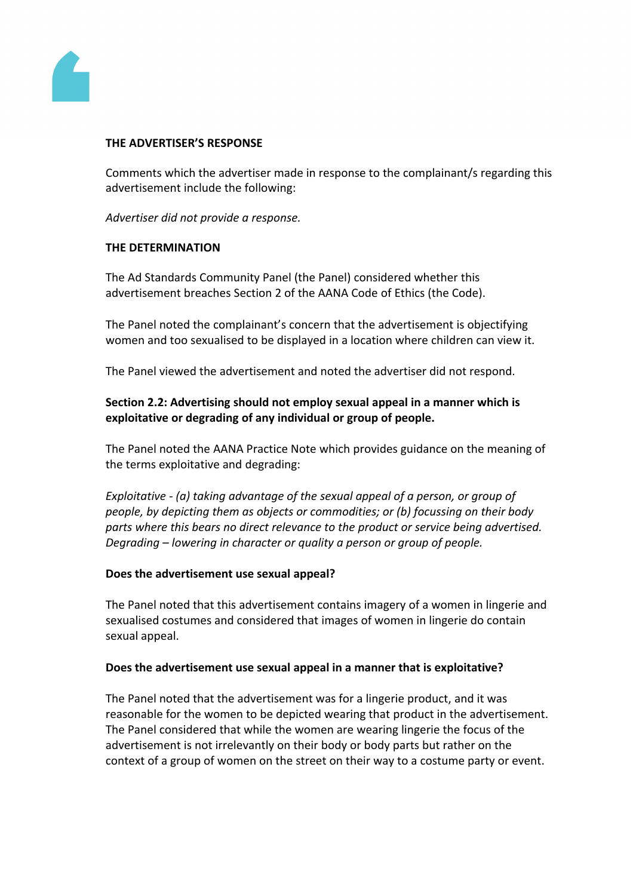**THE ADVERTISER'S RESPONSE**

Comments which the advertiser made in response to the complainant/s regarding this advertisement include the following:

*Advertiser did not provide a response.*

**THE DETERMINATION**

The Ad Standards Community Panel (the Panel) considered whether this advertisement breaches Section 2 of the AANA Code of Ethics (the Code).

The Panel noted the complainant's concern that the advertisement is objectifying women and too sexualised to be displayed in a location where children can view it.

The Panel viewed the advertisement and noted the advertiser did not respond.

**Section 2.2: Advertising should not employ sexual appeal in a manner which is exploitative or degrading of any individual or group of people.**

The Panel noted the AANA Practice Note which provides guidance on the meaning of the terms exploitative and degrading:

*Exploitative - (a) taking advantage of the sexual appeal of a person, or group of people, by depicting them as objects or commodities; or (b) focussing on their body parts where this bears no direct relevance to the product or service being advertised. Degrading – lowering in character or quality a person or group of people.*

**Does the advertisement use sexual appeal?**

The Panel noted that this advertisement contains imagery of a women in lingerie and sexualised costumes and considered that images of women in lingerie do contain sexual appeal.

**Does the advertisement use sexual appeal in a manner that is exploitative?**

The Panel noted that the advertisement was for a lingerie product, and it was reasonable for the women to be depicted wearing that product in the advertisement. The Panel considered that while the women are wearing lingerie the focus of the advertisement is not irrelevantly on their body or body parts but rather on the context of a group of women on the street on their way to a costume party or event.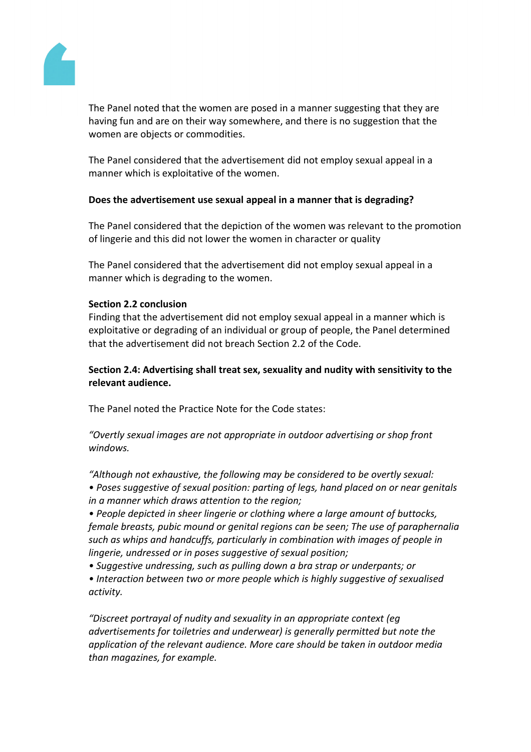The Panel noted that the women are posed in a manner suggesting that they are having fun and are on their way somewhere, and there is no suggestion that the women are objects or commodities.

The Panel considered that the advertisement did not employ sexual appeal in a manner which is exploitative of the women.

**Does the advertisement use sexual appeal in a manner that is degrading?**

The Panel considered that the depiction of the women was relevant to the promotion of lingerie and this did not lower the women in character or quality

The Panel considered that the advertisement did not employ sexual appeal in a manner which is degrading to the women.

**Section 2.2 conclusion**

Finding that the advertisement did not employ sexual appeal in a manner which is exploitative or degrading of an individual or group of people, the Panel determined that the advertisement did not breach Section 2.2 of the Code.

**Section 2.4: Advertising shall treat sex, sexuality and nudity with sensitivity to the relevant audience.**

The Panel noted the Practice Note for the Code states:

*"Overtly sexual images are not appropriate in outdoor advertising or shop front windows.*

*"Although not exhaustive, the following may be considered to be overtly sexual:*

- *Poses suggestive of sexual position: parting of legs, hand placed on or near genitals in a manner which draws attention to the region;*
- *People depicted in sheer lingerie or clothing where a large amount of buttocks, female breasts, pubic mound or genital regions can be seen; The use of paraphernalia such as whips and handcuffs, particularly in combination with images of people in lingerie, undressed or in poses suggestive of sexual position;*
- *Suggestive undressing, such as pulling down a bra strap or underpants; or*
- *Interaction between two or more people which is highly suggestive of sexualised activity.*

*"Discreet portrayal of nudity and sexuality in an appropriate context (eg advertisements for toiletries and underwear) is generally permitted but note the application of the relevant audience. More care should be taken in outdoor media than magazines, for example.*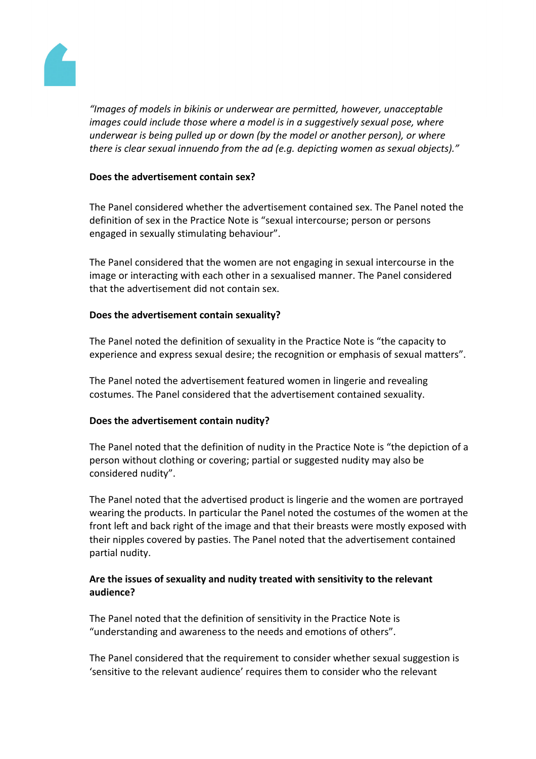*"Images of models in bikinis or underwear are permitted, however, unacceptable images could include those where a model is in a suggestively sexual pose, where underwear is being pulled up or down (by the model or another person), or where there is clear sexual innuendo from the ad (e.g. depicting women as sexual objects)."*

**Does the advertisement contain sex?**

The Panel considered whether the advertisement contained sex. The Panel noted the definition of sex in the Practice Note is "sexual intercourse; person or persons engaged in sexually stimulating behaviour".

The Panel considered that the women are not engaging in sexual intercourse in the image or interacting with each other in a sexualised manner. The Panel considered that the advertisement did not contain sex.

**Does the advertisement contain sexuality?**

The Panel noted the definition of sexuality in the Practice Note is "the capacity to experience and express sexual desire; the recognition or emphasis of sexual matters".

The Panel noted the advertisement featured women in lingerie and revealing costumes. The Panel considered that the advertisement contained sexuality.

**Does the advertisement contain nudity?**

The Panel noted that the definition of nudity in the Practice Note is "the depiction of a person without clothing or covering; partial or suggested nudity may also be considered nudity".

The Panel noted that the advertised product is lingerie and the women are portrayed wearing the products. In particular the Panel noted the costumes of the women at the front left and back right of the image and that their breasts were mostly exposed with their nipples covered by pasties. The Panel noted that the advertisement contained partial nudity.

**Are the issues of sexuality and nudity treated with sensitivity to the relevant audience?**

The Panel noted that the definition of sensitivity in the Practice Note is "understanding and awareness to the needs and emotions of others".

The Panel considered that the requirement to consider whether sexual suggestion is 'sensitive to the relevant audience' requires them to consider who the relevant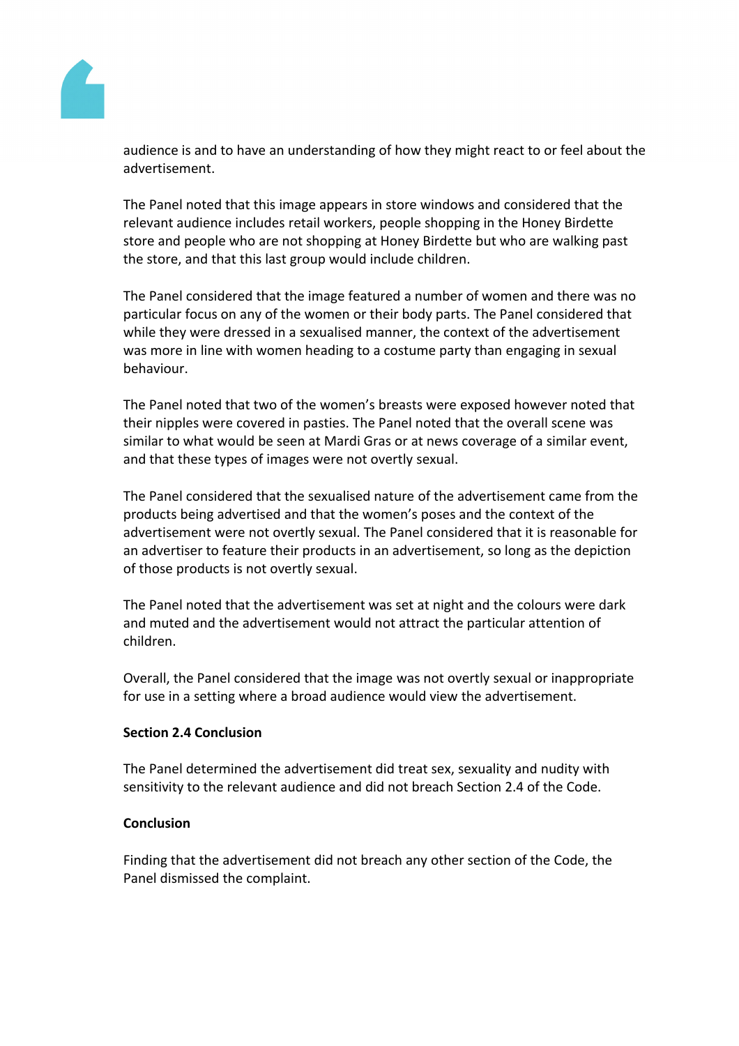audience is and to have an understanding of how they might react to or feel about the advertisement.

The Panel noted that this image appears in store windows and considered that the relevant audience includes retail workers, people shopping in the Honey Birdette store and people who are not shopping at Honey Birdette but who are walking past the store, and that this last group would include children.

The Panel considered that the image featured a number of women and there was no particular focus on any of the women or their body parts. The Panel considered that while they were dressed in a sexualised manner, the context of the advertisement was more in line with women heading to a costume party than engaging in sexual behaviour.

The Panel noted that two of the women's breasts were exposed however noted that their nipples were covered in pasties. The Panel noted that the overall scene was similar to what would be seen at Mardi Gras or at news coverage of a similar event, and that these types of images were not overtly sexual.

The Panel considered that the sexualised nature of the advertisement came from the products being advertised and that the women's poses and the context of the advertisement were not overtly sexual. The Panel considered that it is reasonable for an advertiser to feature their products in an advertisement, so long as the depiction of those products is not overtly sexual.

The Panel noted that the advertisement was set at night and the colours were dark and muted and the advertisement would not attract the particular attention of children.

Overall, the Panel considered that the image was not overtly sexual or inappropriate for use in a setting where a broad audience would view the advertisement.

**Section 2.4 Conclusion**

The Panel determined the advertisement did treat sex, sexuality and nudity with sensitivity to the relevant audience and did not breach Section 2.4 of the Code.

**Conclusion**

Finding that the advertisement did not breach any other section of the Code, the Panel dismissed the complaint.